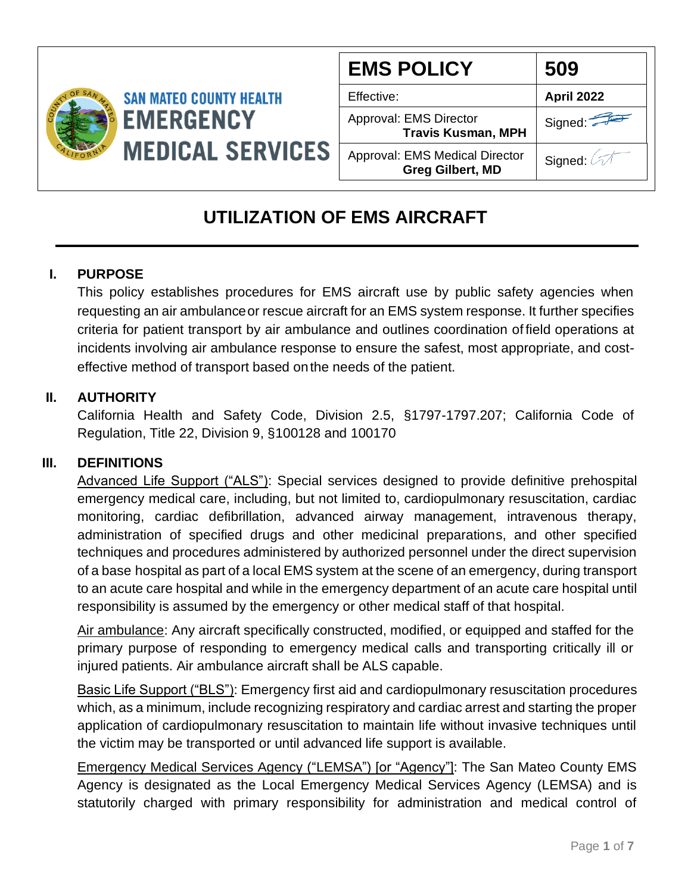**SAN MATEO COUNTY HEALTH**
**EMERGENCY MEDICAL SERVICES**

| **EMS POLICY** | **509** |
|---|---|
| Effective: | **April 2022** |
| Approval: EMS Director **Travis Kusman, MPH** | Signed: |
| Approval: EMS Medical Director **Greg Gilbert, MD** | Signed: |

# UTILIZATION OF EMS AIRCRAFT

## I. PURPOSE

This policy establishes procedures for EMS aircraft use by public safety agencies when requesting an air ambulance or rescue aircraft for an EMS system response. It further specifies criteria for patient transport by air ambulance and outlines coordination of field operations at incidents involving air ambulance response to ensure the safest, most appropriate, and cost-effective method of transport based on the needs of the patient.

## II. AUTHORITY

California Health and Safety Code, Division 2.5, §1797-1797.207; California Code of Regulation, Title 22, Division 9, §100128 and 100170

## III. DEFINITIONS

Advanced Life Support ("ALS"): Special services designed to provide definitive prehospital emergency medical care, including, but not limited to, cardiopulmonary resuscitation, cardiac monitoring, cardiac defibrillation, advanced airway management, intravenous therapy, administration of specified drugs and other medicinal preparations, and other specified techniques and procedures administered by authorized personnel under the direct supervision of a base hospital as part of a local EMS system at the scene of an emergency, during transport to an acute care hospital and while in the emergency department of an acute care hospital until responsibility is assumed by the emergency or other medical staff of that hospital.

Air ambulance: Any aircraft specifically constructed, modified, or equipped and staffed for the primary purpose of responding to emergency medical calls and transporting critically ill or injured patients. Air ambulance aircraft shall be ALS capable.

Basic Life Support ("BLS"): Emergency first aid and cardiopulmonary resuscitation procedures which, as a minimum, include recognizing respiratory and cardiac arrest and starting the proper application of cardiopulmonary resuscitation to maintain life without invasive techniques until the victim may be transported or until advanced life support is available.

Emergency Medical Services Agency ("LEMSA") [or "Agency"]: The San Mateo County EMS Agency is designated as the Local Emergency Medical Services Agency (LEMSA) and is statutorily charged with primary responsibility for administration and medical control of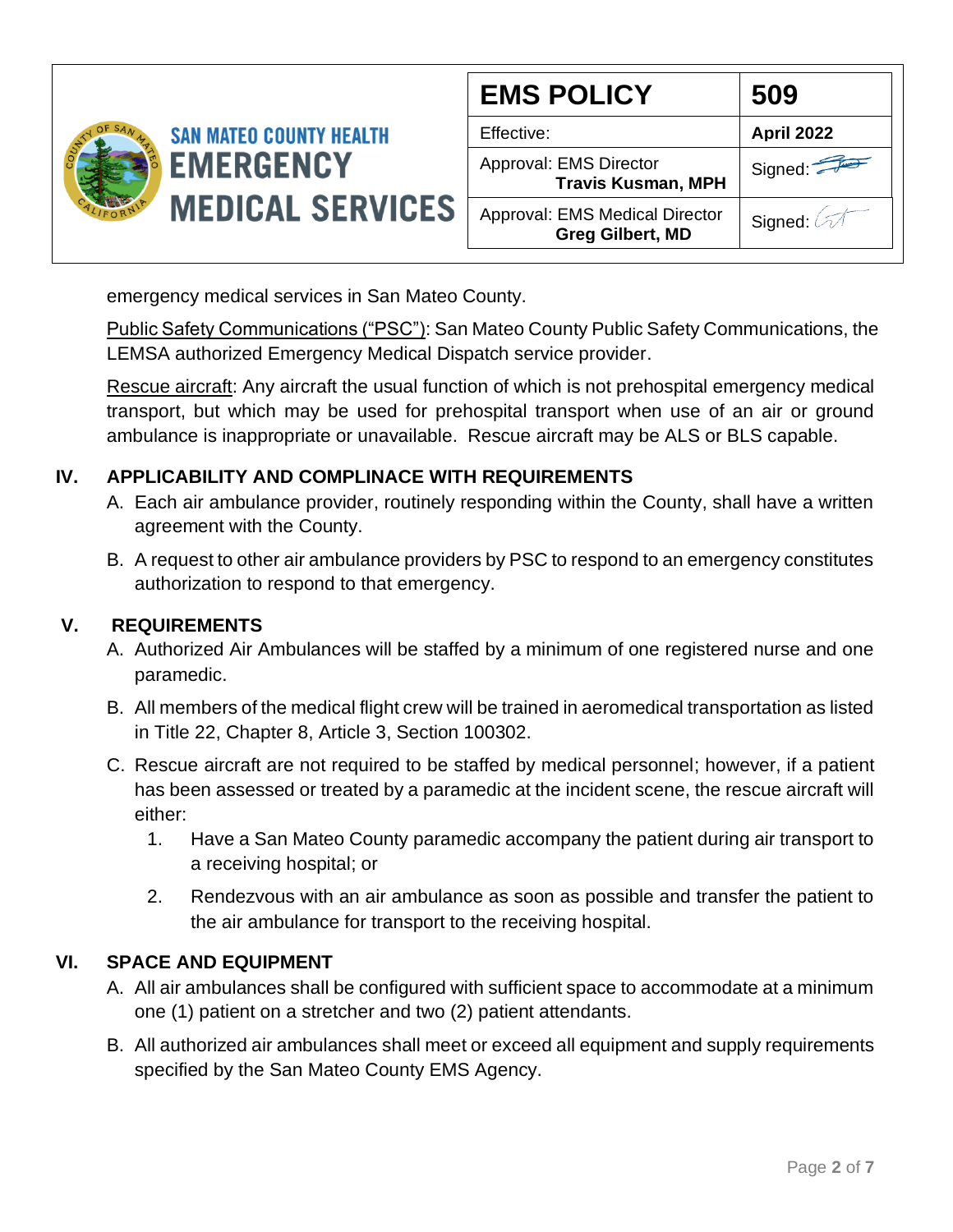emergency medical services in San Mateo County.

Public Safety Communications ("PSC"): San Mateo County Public Safety Communications, the LEMSA authorized Emergency Medical Dispatch service provider.

Rescue aircraft: Any aircraft the usual function of which is not prehospital emergency medical transport, but which may be used for prehospital transport when use of an air or ground ambulance is inappropriate or unavailable. Rescue aircraft may be ALS or BLS capable.

## IV. APPLICABILITY AND COMPLINACE WITH REQUIREMENTS

A. Each air ambulance provider, routinely responding within the County, shall have a written agreement with the County.

B. A request to other air ambulance providers by PSC to respond to an emergency constitutes authorization to respond to that emergency.

## V. REQUIREMENTS

A. Authorized Air Ambulances will be staffed by a minimum of one registered nurse and one paramedic.

B. All members of the medical flight crew will be trained in aeromedical transportation as listed in Title 22, Chapter 8, Article 3, Section 100302.

C. Rescue aircraft are not required to be staffed by medical personnel; however, if a patient has been assessed or treated by a paramedic at the incident scene, the rescue aircraft will either:

1. Have a San Mateo County paramedic accompany the patient during air transport to a receiving hospital; or
2. Rendezvous with an air ambulance as soon as possible and transfer the patient to the air ambulance for transport to the receiving hospital.

## VI. SPACE AND EQUIPMENT

A. All air ambulances shall be configured with sufficient space to accommodate at a minimum one (1) patient on a stretcher and two (2) patient attendants.

B. All authorized air ambulances shall meet or exceed all equipment and supply requirements specified by the San Mateo County EMS Agency.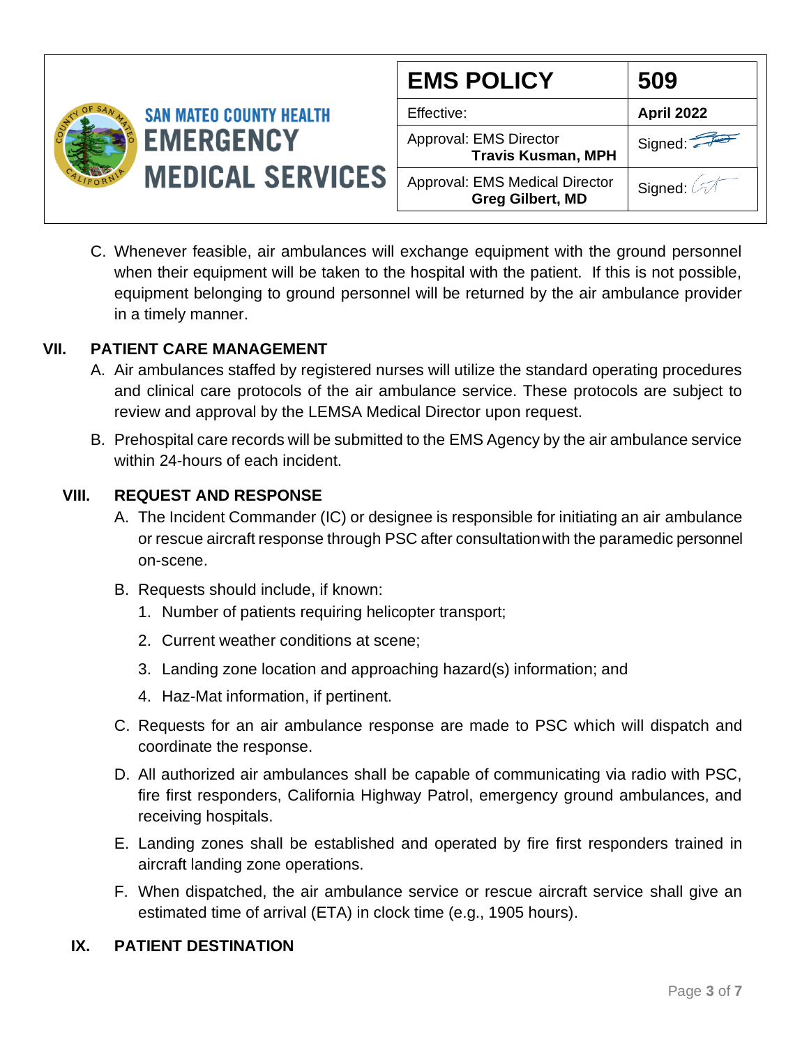C. Whenever feasible, air ambulances will exchange equipment with the ground personnel when their equipment will be taken to the hospital with the patient. If this is not possible, equipment belonging to ground personnel will be returned by the air ambulance provider in a timely manner.

## VII. PATIENT CARE MANAGEMENT

A. Air ambulances staffed by registered nurses will utilize the standard operating procedures and clinical care protocols of the air ambulance service. These protocols are subject to review and approval by the LEMSA Medical Director upon request.

B. Prehospital care records will be submitted to the EMS Agency by the air ambulance service within 24-hours of each incident.

## VIII. REQUEST AND RESPONSE

A. The Incident Commander (IC) or designee is responsible for initiating an air ambulance or rescue aircraft response through PSC after consultation with the paramedic personnel on-scene.

B. Requests should include, if known:
   1. Number of patients requiring helicopter transport;
   2. Current weather conditions at scene;
   3. Landing zone location and approaching hazard(s) information; and
   4. Haz-Mat information, if pertinent.

C. Requests for an air ambulance response are made to PSC which will dispatch and coordinate the response.

D. All authorized air ambulances shall be capable of communicating via radio with PSC, fire first responders, California Highway Patrol, emergency ground ambulances, and receiving hospitals.

E. Landing zones shall be established and operated by fire first responders trained in aircraft landing zone operations.

F. When dispatched, the air ambulance service or rescue aircraft service shall give an estimated time of arrival (ETA) in clock time (e.g., 1905 hours).

## IX. PATIENT DESTINATION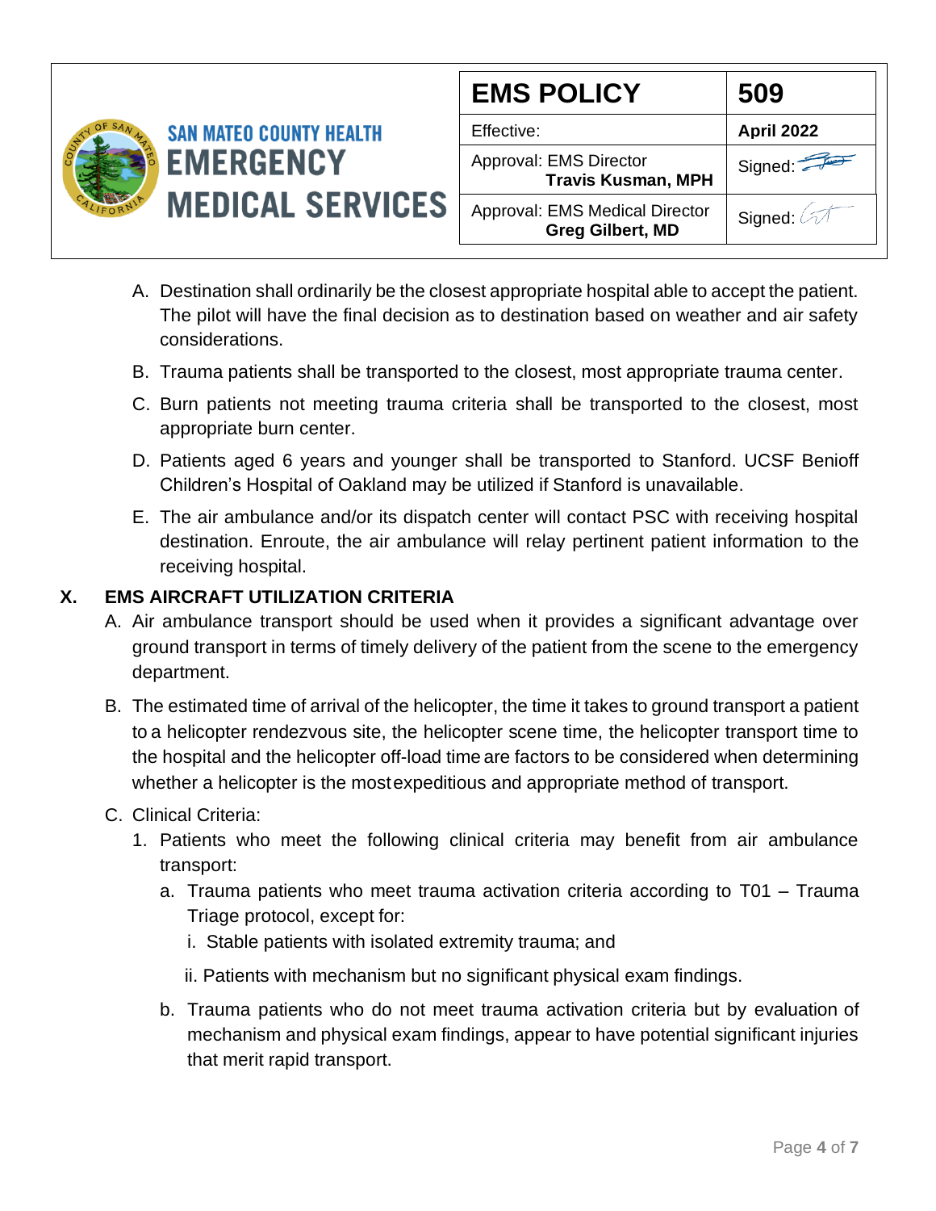A. Destination shall ordinarily be the closest appropriate hospital able to accept the patient. The pilot will have the final decision as to destination based on weather and air safety considerations.

B. Trauma patients shall be transported to the closest, most appropriate trauma center.

C. Burn patients not meeting trauma criteria shall be transported to the closest, most appropriate burn center.

D. Patients aged 6 years and younger shall be transported to Stanford. UCSF Benioff Children's Hospital of Oakland may be utilized if Stanford is unavailable.

E. The air ambulance and/or its dispatch center will contact PSC with receiving hospital destination. Enroute, the air ambulance will relay pertinent patient information to the receiving hospital.

## X. EMS AIRCRAFT UTILIZATION CRITERIA

A. Air ambulance transport should be used when it provides a significant advantage over ground transport in terms of timely delivery of the patient from the scene to the emergency department.

B. The estimated time of arrival of the helicopter, the time it takes to ground transport a patient to a helicopter rendezvous site, the helicopter scene time, the helicopter transport time to the hospital and the helicopter off-load time are factors to be considered when determining whether a helicopter is the most expeditious and appropriate method of transport.

C. Clinical Criteria:

1. Patients who meet the following clinical criteria may benefit from air ambulance transport:
   - a. Trauma patients who meet trauma activation criteria according to T01 – Trauma Triage protocol, except for:
     - i. Stable patients with isolated extremity trauma; and
     - ii. Patients with mechanism but no significant physical exam findings.
   - b. Trauma patients who do not meet trauma activation criteria but by evaluation of mechanism and physical exam findings, appear to have potential significant injuries that merit rapid transport.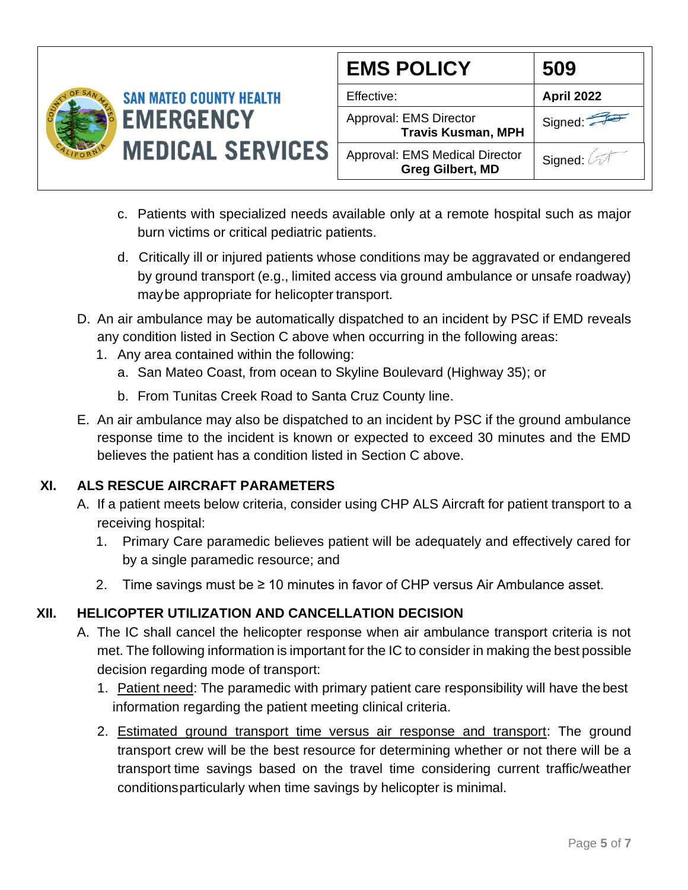c. Patients with specialized needs available only at a remote hospital such as major burn victims or critical pediatric patients.

d. Critically ill or injured patients whose conditions may be aggravated or endangered by ground transport (e.g., limited access via ground ambulance or unsafe roadway) may be appropriate for helicopter transport.

D. An air ambulance may be automatically dispatched to an incident by PSC if EMD reveals any condition listed in Section C above when occurring in the following areas:

1. Any area contained within the following:
   a. San Mateo Coast, from ocean to Skyline Boulevard (Highway 35); or
   b. From Tunitas Creek Road to Santa Cruz County line.

E. An air ambulance may also be dispatched to an incident by PSC if the ground ambulance response time to the incident is known or expected to exceed 30 minutes and the EMD believes the patient has a condition listed in Section C above.

## XI. ALS RESCUE AIRCRAFT PARAMETERS

A. If a patient meets below criteria, consider using CHP ALS Aircraft for patient transport to a receiving hospital:

1. Primary Care paramedic believes patient will be adequately and effectively cared for by a single paramedic resource; and
2. Time savings must be ≥ 10 minutes in favor of CHP versus Air Ambulance asset.

## XII. HELICOPTER UTILIZATION AND CANCELLATION DECISION

A. The IC shall cancel the helicopter response when air ambulance transport criteria is not met. The following information is important for the IC to consider in making the best possible decision regarding mode of transport:

1. Patient need: The paramedic with primary patient care responsibility will have the best information regarding the patient meeting clinical criteria.
2. Estimated ground transport time versus air response and transport: The ground transport crew will be the best resource for determining whether or not there will be a transport time savings based on the travel time considering current traffic/weather conditions particularly when time savings by helicopter is minimal.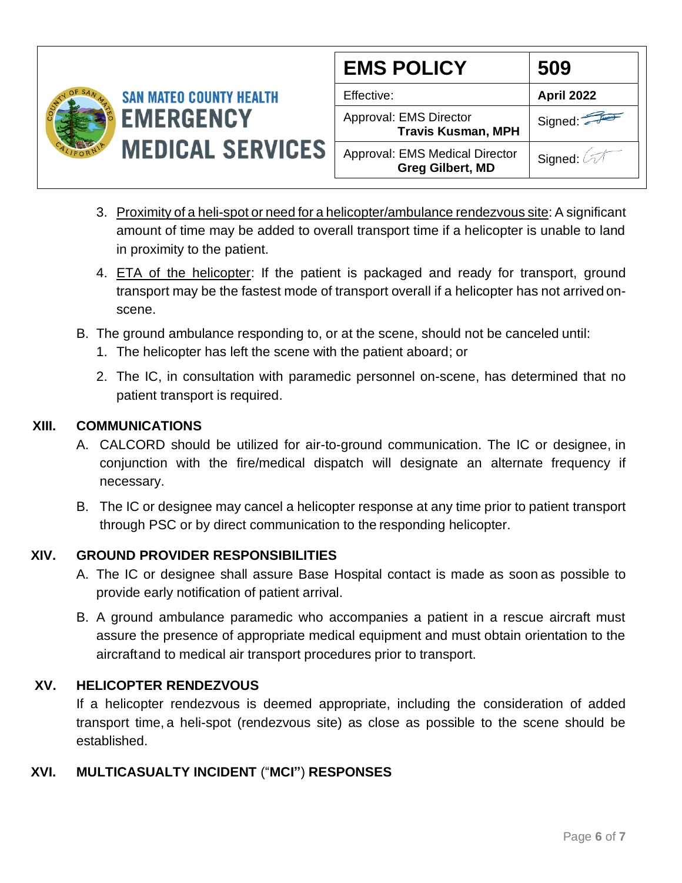3. Proximity of a heli-spot or need for a helicopter/ambulance rendezvous site: A significant amount of time may be added to overall transport time if a helicopter is unable to land in proximity to the patient.
4. ETA of the helicopter: If the patient is packaged and ready for transport, ground transport may be the fastest mode of transport overall if a helicopter has not arrived on-scene.

B. The ground ambulance responding to, or at the scene, should not be canceled until:
   1. The helicopter has left the scene with the patient aboard; or
   2. The IC, in consultation with paramedic personnel on-scene, has determined that no patient transport is required.

## XIII. COMMUNICATIONS

A. CALCORD should be utilized for air-to-ground communication. The IC or designee, in conjunction with the fire/medical dispatch will designate an alternate frequency if necessary.

B. The IC or designee may cancel a helicopter response at any time prior to patient transport through PSC or by direct communication to the responding helicopter.

## XIV. GROUND PROVIDER RESPONSIBILITIES

A. The IC or designee shall assure Base Hospital contact is made as soon as possible to provide early notification of patient arrival.

B. A ground ambulance paramedic who accompanies a patient in a rescue aircraft must assure the presence of appropriate medical equipment and must obtain orientation to the aircraft and to medical air transport procedures prior to transport.

## XV. HELICOPTER RENDEZVOUS

If a helicopter rendezvous is deemed appropriate, including the consideration of added transport time, a heli-spot (rendezvous site) as close as possible to the scene should be established.

## XVI. MULTICASUALTY INCIDENT ("MCI") RESPONSES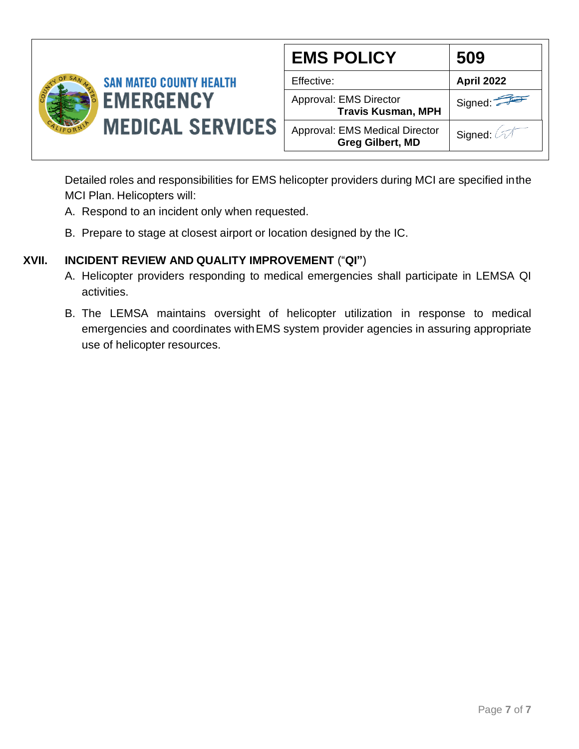Detailed roles and responsibilities for EMS helicopter providers during MCI are specified in the MCI Plan. Helicopters will:

A. Respond to an incident only when requested.

B. Prepare to stage at closest airport or location designed by the IC.

## XVII. INCIDENT REVIEW AND QUALITY IMPROVEMENT ("QI")

A. Helicopter providers responding to medical emergencies shall participate in LEMSA QI activities.

B. The LEMSA maintains oversight of helicopter utilization in response to medical emergencies and coordinates with EMS system provider agencies in assuring appropriate use of helicopter resources.